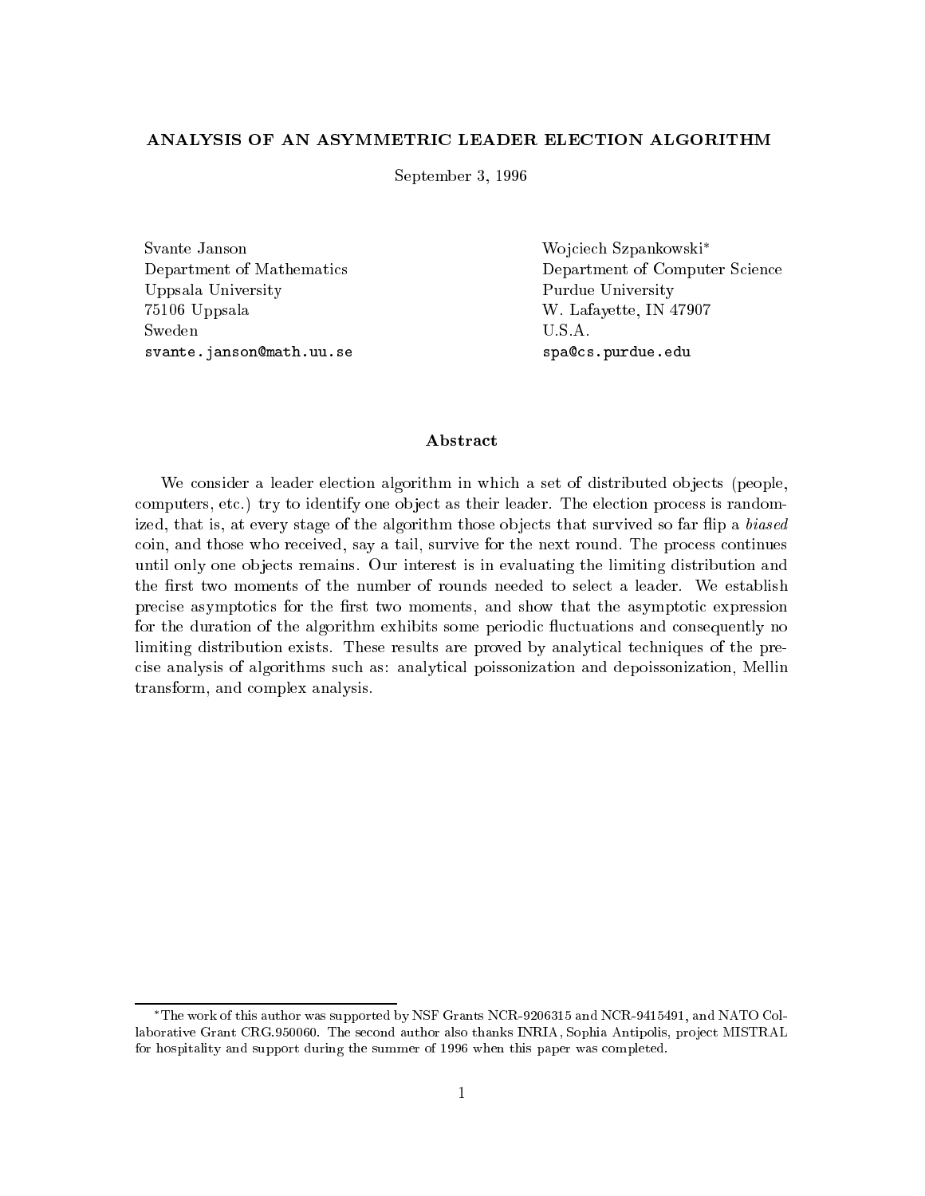# ANALYSIS OF AN ASYMMETRIC LEADER ELECTION ALGORITHM

September 3, 1996

Svante Janson
Department of Mathematics
Uppsala University
75106 Uppsala
Sweden
svante.janson@math.uu.se

Wojciech Szpankowski*
Department of Computer Science
Purdue University
W. Lafayette, IN 47907
U.S.A.
spa@cs.purdue.edu

## Abstract

We consider a leader election algorithm in which a set of distributed objects (people, computers, etc.) try to identify one object as their leader. The election process is randomized, that is, at every stage of the algorithm those objects that survived so far flip a *biased* coin, and those who received, say a tail, survive for the next round. The process continues until only one objects remains. Our interest is in evaluating the limiting distribution and the first two moments of the number of rounds needed to select a leader. We establish precise asymptotics for the first two moments, and show that the asymptotic expression for the duration of the algorithm exhibits some periodic fluctuations and consequently no limiting distribution exists. These results are proved by analytical techniques of the precise analysis of algorithms such as: analytical poissonization and depoissonization, Mellin transform, and complex analysis.

---

*The work of this author was supported by NSF Grants NCR-9206315 and NCR-9415491, and NATO Collaborative Grant CRG.950060. The second author also thanks INRIA, Sophia Antipolis, project MISTRAL for hospitality and support during the summer of 1996 when this paper was completed.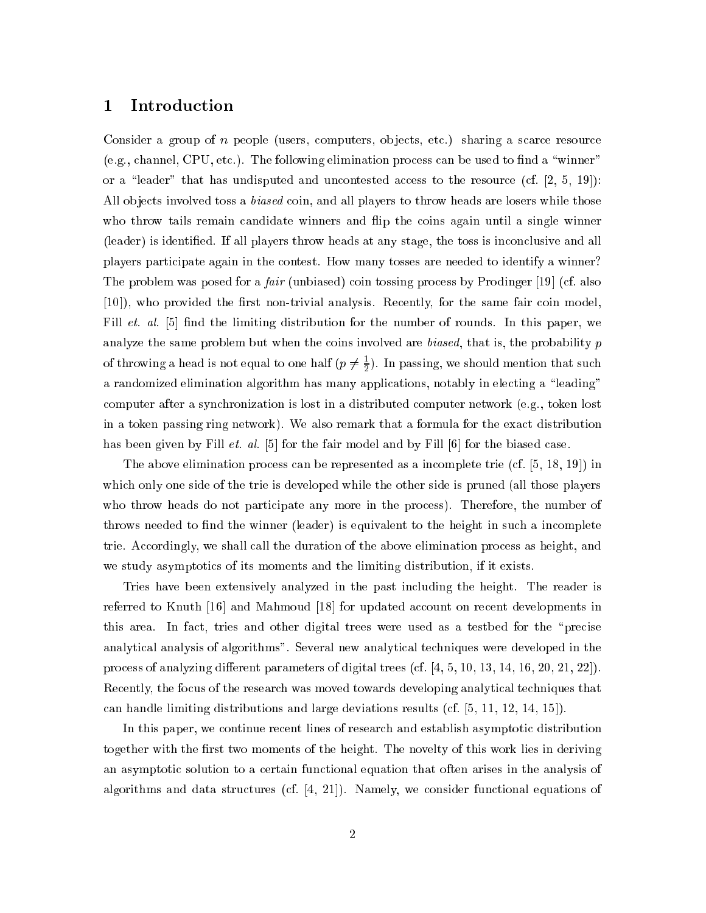# 1 Introduction

Consider a group of $n$ people (users, computers, objects, etc.) sharing a scarce resource (e.g., channel, CPU, etc.). The following elimination process can be used to find a "winner" or a "leader" that has undisputed and uncontested access to the resource (cf. [2, 5, 19]): All objects involved toss a *biased* coin, and all players to throw heads are losers while those who throw tails remain candidate winners and flip the coins again until a single winner (leader) is identified. If all players throw heads at any stage, the toss is inconclusive and all players participate again in the contest. How many tosses are needed to identify a winner? The problem was posed for a *fair* (unbiased) coin tossing process by Prodinger [19] (cf. also [10]), who provided the first non-trivial analysis. Recently, for the same fair coin model, Fill *et. al.* [5] find the limiting distribution for the number of rounds. In this paper, we analyze the same problem but when the coins involved are *biased*, that is, the probability $p$ of throwing a head is not equal to one half ($p \neq \frac{1}{2}$). In passing, we should mention that such a randomized elimination algorithm has many applications, notably in electing a "leading" computer after a synchronization is lost in a distributed computer network (e.g., token lost in a token passing ring network). We also remark that a formula for the exact distribution has been given by Fill *et. al.* [5] for the fair model and by Fill [6] for the biased case.

The above elimination process can be represented as a incomplete trie (cf. [5, 18, 19]) in which only one side of the trie is developed while the other side is pruned (all those players who throw heads do not participate any more in the process). Therefore, the number of throws needed to find the winner (leader) is equivalent to the height in such a incomplete trie. Accordingly, we shall call the duration of the above elimination process as height, and we study asymptotics of its moments and the limiting distribution, if it exists.

Tries have been extensively analyzed in the past including the height. The reader is referred to Knuth [16] and Mahmoud [18] for updated account on recent developments in this area. In fact, tries and other digital trees were used as a testbed for the "precise analytical analysis of algorithms". Several new analytical techniques were developed in the process of analyzing different parameters of digital trees (cf. [4, 5, 10, 13, 14, 16, 20, 21, 22]). Recently, the focus of the research was moved towards developing analytical techniques that can handle limiting distributions and large deviations results (cf. [5, 11, 12, 14, 15]).

In this paper, we continue recent lines of research and establish asymptotic distribution together with the first two moments of the height. The novelty of this work lies in deriving an asymptotic solution to a certain functional equation that often arises in the analysis of algorithms and data structures (cf. [4, 21]). Namely, we consider functional equations of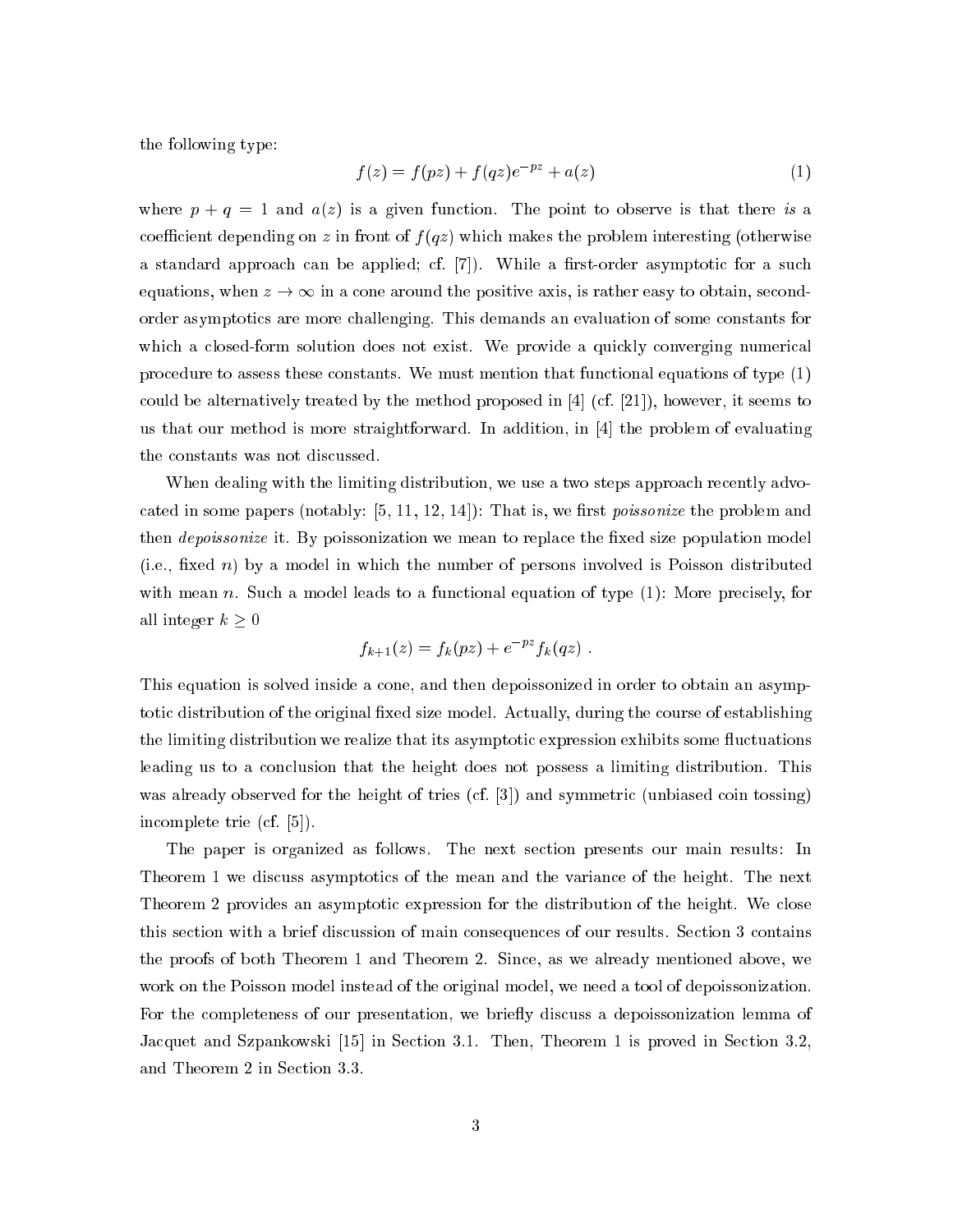the following type:

$$f(z) = f(pz) + f(qz)e^{-pz} + a(z) \tag{1}$$

where $p + q = 1$ and $a(z)$ is a given function. The point to observe is that there *is* a coefficient depending on $z$ in front of $f(qz)$ which makes the problem interesting (otherwise a standard approach can be applied; cf. [7]). While a first-order asymptotic for a such equations, when $z \to \infty$ in a cone around the positive axis, is rather easy to obtain, second-order asymptotics are more challenging. This demands an evaluation of some constants for which a closed-form solution does not exist. We provide a quickly converging numerical procedure to assess these constants. We must mention that functional equations of type (1) could be alternatively treated by the method proposed in [4] (cf. [21]), however, it seems to us that our method is more straightforward. In addition, in [4] the problem of evaluating the constants was not discussed.

When dealing with the limiting distribution, we use a two steps approach recently advocated in some papers (notably: [5, 11, 12, 14]): That is, we first *poissonize* the problem and then *depoissonize* it. By poissonization we mean to replace the fixed size population model (i.e., fixed $n$) by a model in which the number of persons involved is Poisson distributed with mean $n$. Such a model leads to a functional equation of type (1): More precisely, for all integer $k \geq 0$

$$f_{k+1}(z) = f_k(pz) + e^{-pz} f_k(qz) \ .$$

This equation is solved inside a cone, and then depoissonized in order to obtain an asymptotic distribution of the original fixed size model. Actually, during the course of establishing the limiting distribution we realize that its asymptotic expression exhibits some fluctuations leading us to a conclusion that the height does not possess a limiting distribution. This was already observed for the height of tries (cf. [3]) and symmetric (unbiased coin tossing) incomplete trie (cf. [5]).

The paper is organized as follows. The next section presents our main results: In Theorem 1 we discuss asymptotics of the mean and the variance of the height. The next Theorem 2 provides an asymptotic expression for the distribution of the height. We close this section with a brief discussion of main consequences of our results. Section 3 contains the proofs of both Theorem 1 and Theorem 2. Since, as we already mentioned above, we work on the Poisson model instead of the original model, we need a tool of depoissonization. For the completeness of our presentation, we briefly discuss a depoissonization lemma of Jacquet and Szpankowski [15] in Section 3.1. Then, Theorem 1 is proved in Section 3.2, and Theorem 2 in Section 3.3.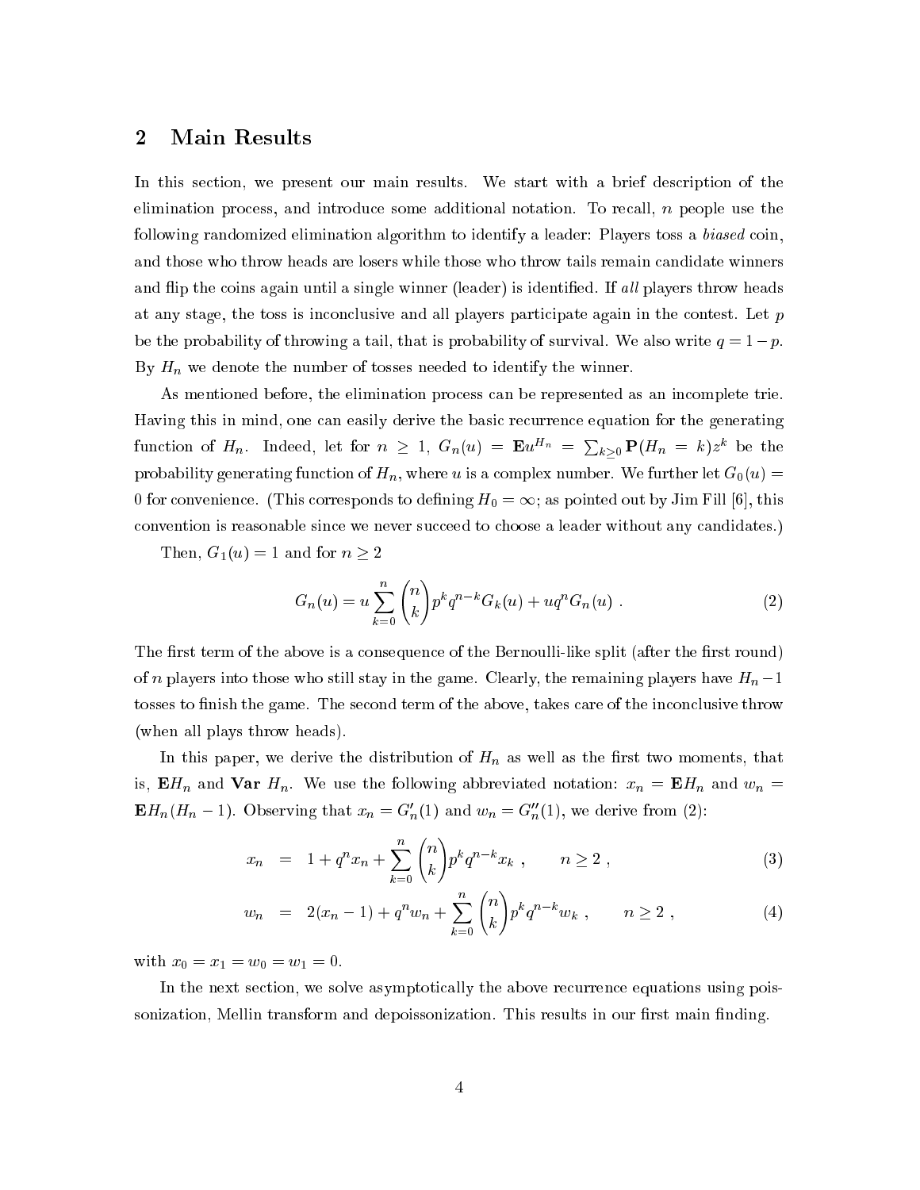## 2 Main Results

In this section, we present our main results. We start with a brief description of the elimination process, and introduce some additional notation. To recall, $n$ people use the following randomized elimination algorithm to identify a leader: Players toss a *biased* coin, and those who throw heads are losers while those who throw tails remain candidate winners and flip the coins again until a single winner (leader) is identified. If *all* players throw heads at any stage, the toss is inconclusive and all players participate again in the contest. Let $p$ be the probability of throwing a tail, that is probability of survival. We also write $q = 1 - p$. By $H_n$ we denote the number of tosses needed to identify the winner.

As mentioned before, the elimination process can be represented as an incomplete trie. Having this in mind, one can easily derive the basic recurrence equation for the generating function of $H_n$. Indeed, let for $n \geq 1$, $G_n(u) = \mathbf{E}u^{H_n} = \sum_{k \geq 0} \mathbf{P}(H_n = k) z^k$ be the probability generating function of $H_n$, where $u$ is a complex number. We further let $G_0(u) = 0$ for convenience. (This corresponds to defining $H_0 = \infty$; as pointed out by Jim Fill [6], this convention is reasonable since we never succeed to choose a leader without any candidates.)

Then, $G_1(u) = 1$ and for $n \geq 2$

$$G_n(u) = u \sum_{k=0}^{n} \binom{n}{k} p^k q^{n-k} G_k(u) + u q^n G_n(u) \ . \tag{2}$$

The first term of the above is a consequence of the Bernoulli-like split (after the first round) of $n$ players into those who still stay in the game. Clearly, the remaining players have $H_n - 1$ tosses to finish the game. The second term of the above, takes care of the inconclusive throw (when all plays throw heads).

In this paper, we derive the distribution of $H_n$ as well as the first two moments, that is, $\mathbf{E}H_n$ and $\mathbf{Var}\ H_n$. We use the following abbreviated notation: $x_n = \mathbf{E}H_n$ and $w_n = \mathbf{E}H_n(H_n - 1)$. Observing that $x_n = G_n'(1)$ and $w_n = G_n''(1)$, we derive from (2):

$$x_n = 1 + q^n x_n + \sum_{k=0}^{n} \binom{n}{k} p^k q^{n-k} x_k \ , \qquad n \geq 2 \ , \tag{3}$$

$$w_n = 2(x_n - 1) + q^n w_n + \sum_{k=0}^{n} \binom{n}{k} p^k q^{n-k} w_k \ , \qquad n \geq 2 \ , \tag{4}$$

with $x_0 = x_1 = w_0 = w_1 = 0$.

In the next section, we solve asymptotically the above recurrence equations using poissonization, Mellin transform and depoissonization. This results in our first main finding.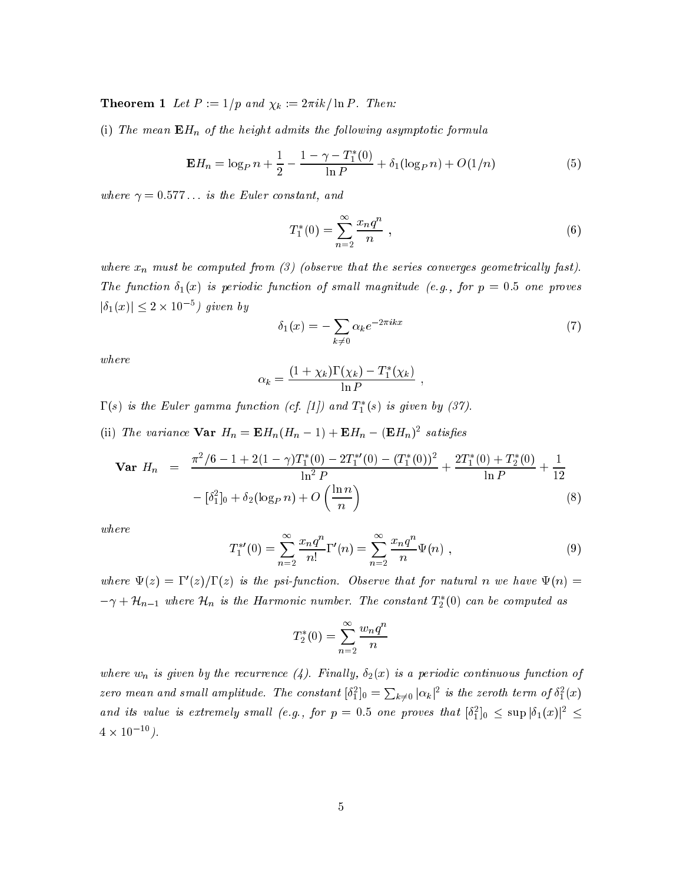**Theorem 1** *Let $P := 1/p$ and $\chi_k := 2\pi i k/\ln P$. Then:*

(i) *The mean $\mathbf{E}H_n$ of the height admits the following asymptotic formula*

$$\mathbf{E}H_n = \log_P n + \frac{1}{2} - \frac{1-\gamma-T_1^*(0)}{\ln P} + \delta_1(\log_P n) + O(1/n) \tag{5}$$

*where $\gamma = 0.577\ldots$ is the Euler constant, and*

$$T_1^*(0) = \sum_{n=2}^{\infty} \frac{x_n q^n}{n} \ , \tag{6}$$

*where $x_n$ must be computed from (3) (observe that the series converges geometrically fast). The function $\delta_1(x)$ is periodic function of small magnitude (e.g., for $p = 0.5$ one proves $|\delta_1(x)| \le 2 \times 10^{-5}$) given by*

$$\delta_1(x) = -\sum_{k \ne 0} \alpha_k e^{-2\pi i k x} \tag{7}$$

*where*

$$\alpha_k = \frac{(1+\chi_k)\Gamma(\chi_k) - T_1^*(\chi_k)}{\ln P} \ ,$$

*$\Gamma(s)$ is the Euler gamma function (cf. [1]) and $T_1^*(s)$ is given by (37).*

(ii) *The variance $\mathbf{Var}\ H_n = \mathbf{E}H_n(H_n-1) + \mathbf{E}H_n - (\mathbf{E}H_n)^2$ satisfies*

$$\begin{aligned}\mathbf{Var}\ H_n \ &= \ \frac{\pi^2/6 - 1 + 2(1-\gamma)T_1^*(0) - 2T_1^{*\prime}(0) - (T_1^*(0))^2}{\ln^2 P} + \frac{2T_1^*(0) + T_2^*(0)}{\ln P} + \frac{1}{12} \\ &\quad - [\delta_1^2]_0 + \delta_2(\log_P n) + O\left(\frac{\ln n}{n}\right)\end{aligned} \tag{8}$$

*where*

$$T_1^{*\prime}(0) = \sum_{n=2}^{\infty} \frac{x_n q^n}{n!}\Gamma'(n) = \sum_{n=2}^{\infty} \frac{x_n q^n}{n}\Psi(n) \ , \tag{9}$$

*where $\Psi(z) = \Gamma'(z)/\Gamma(z)$ is the psi-function. Observe that for natural $n$ we have $\Psi(n) = -\gamma + \mathcal{H}_{n-1}$ where $\mathcal{H}_n$ is the Harmonic number. The constant $T_2^*(0)$ can be computed as*

$$T_2^*(0) = \sum_{n=2}^{\infty} \frac{w_n q^n}{n}$$

*where $w_n$ is given by the recurrence (4). Finally, $\delta_2(x)$ is a periodic continuous function of zero mean and small amplitude. The constant $[\delta_1^2]_0 = \sum_{k \ne 0} |\alpha_k|^2$ is the zeroth term of $\delta_1^2(x)$ and its value is extremely small (e.g., for $p = 0.5$ one proves that $[\delta_1^2]_0 \le \sup |\delta_1(x)|^2 \le 4 \times 10^{-10}$).*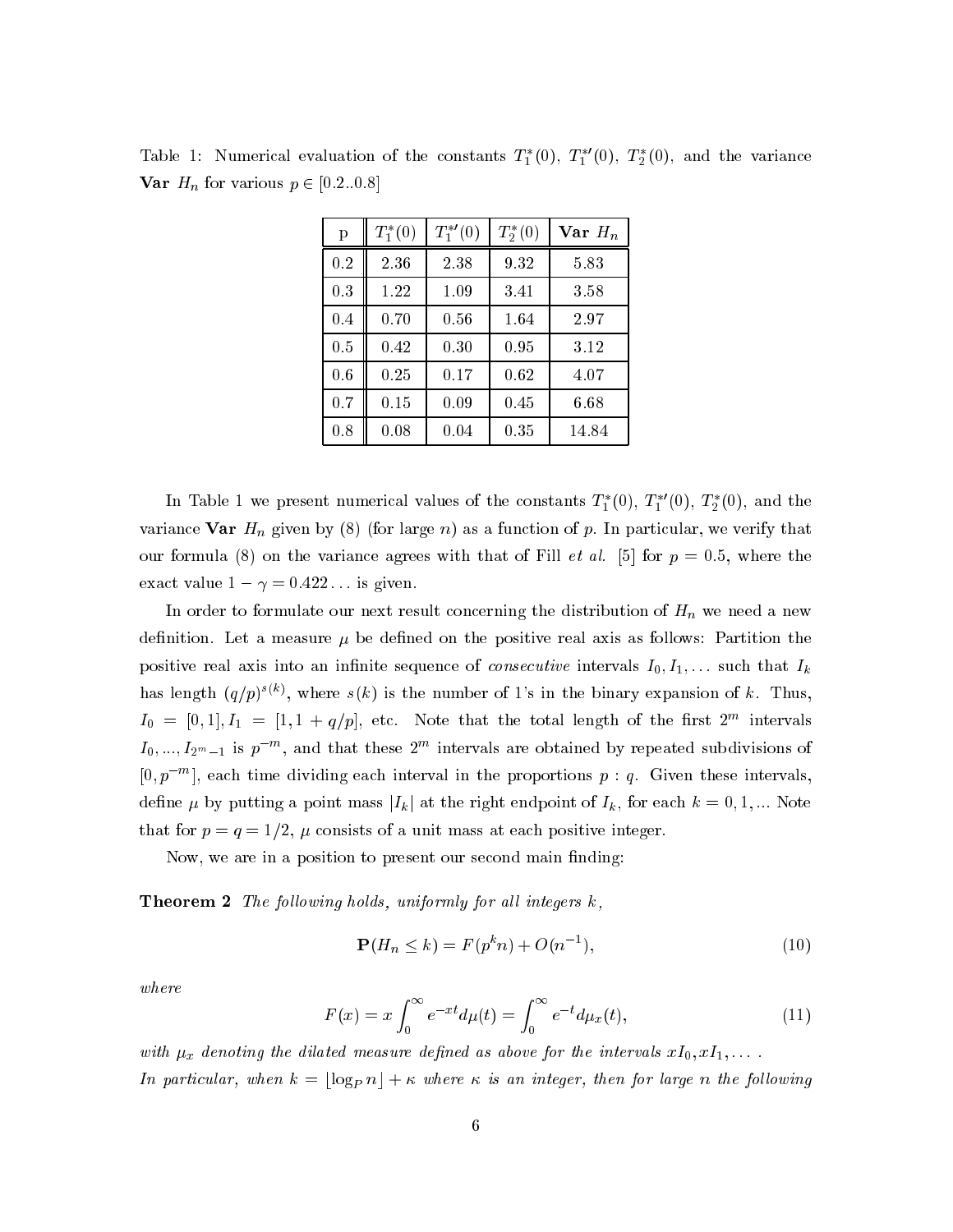Table 1: Numerical evaluation of the constants $T_1^*(0)$, $T_1^{*\prime}(0)$, $T_2^*(0)$, and the variance $\mathbf{Var}\ H_n$ for various $p \in [0.2..0.8]$

| p | $T_1^*(0)$ | $T_1^{*\prime}(0)$ | $T_2^*(0)$ | $\mathbf{Var}\ H_n$ |
|---|---|---|---|---|
| 0.2 | 2.36 | 2.38 | 9.32 | 5.83 |
| 0.3 | 1.22 | 1.09 | 3.41 | 3.58 |
| 0.4 | 0.70 | 0.56 | 1.64 | 2.97 |
| 0.5 | 0.42 | 0.30 | 0.95 | 3.12 |
| 0.6 | 0.25 | 0.17 | 0.62 | 4.07 |
| 0.7 | 0.15 | 0.09 | 0.45 | 6.68 |
| 0.8 | 0.08 | 0.04 | 0.35 | 14.84 |

In Table 1 we present numerical values of the constants $T_1^*(0)$, $T_1^{*\prime}(0)$, $T_2^*(0)$, and the variance $\mathbf{Var}\ H_n$ given by (8) (for large $n$) as a function of $p$. In particular, we verify that our formula (8) on the variance agrees with that of Fill *et al.* [5] for $p = 0.5$, where the exact value $1 - \gamma = 0.422\ldots$ is given.

In order to formulate our next result concerning the distribution of $H_n$ we need a new definition. Let a measure $\mu$ be defined on the positive real axis as follows: Partition the positive real axis into an infinite sequence of *consecutive* intervals $I_0, I_1, \ldots$ such that $I_k$ has length $(q/p)^{s(k)}$, where $s(k)$ is the number of 1's in the binary expansion of $k$. Thus, $I_0 = [0, 1], I_1 = [1, 1 + q/p]$, etc. Note that the total length of the first $2^m$ intervals $I_0, ..., I_{2^m-1}$ is $p^{-m}$, and that these $2^m$ intervals are obtained by repeated subdivisions of $[0, p^{-m}]$, each time dividing each interval in the proportions $p : q$. Given these intervals, define $\mu$ by putting a point mass $|I_k|$ at the right endpoint of $I_k$, for each $k = 0, 1, \ldots$ Note that for $p = q = 1/2$, $\mu$ consists of a unit mass at each positive integer.

Now, we are in a position to present our second main finding:

**Theorem 2** *The following holds, uniformly for all integers $k$,*

$$\mathbf{P}(H_n \leq k) = F(p^k n) + O(n^{-1}), \tag{10}$$

*where*

$$F(x) = x \int_0^\infty e^{-xt} d\mu(t) = \int_0^\infty e^{-t} d\mu_x(t), \tag{11}$$

*with $\mu_x$ denoting the dilated measure defined as above for the intervals $xI_0, xI_1, \ldots$ .*
*In particular, when $k = \lfloor \log_p n \rfloor + \kappa$ where $\kappa$ is an integer, then for large $n$ the following*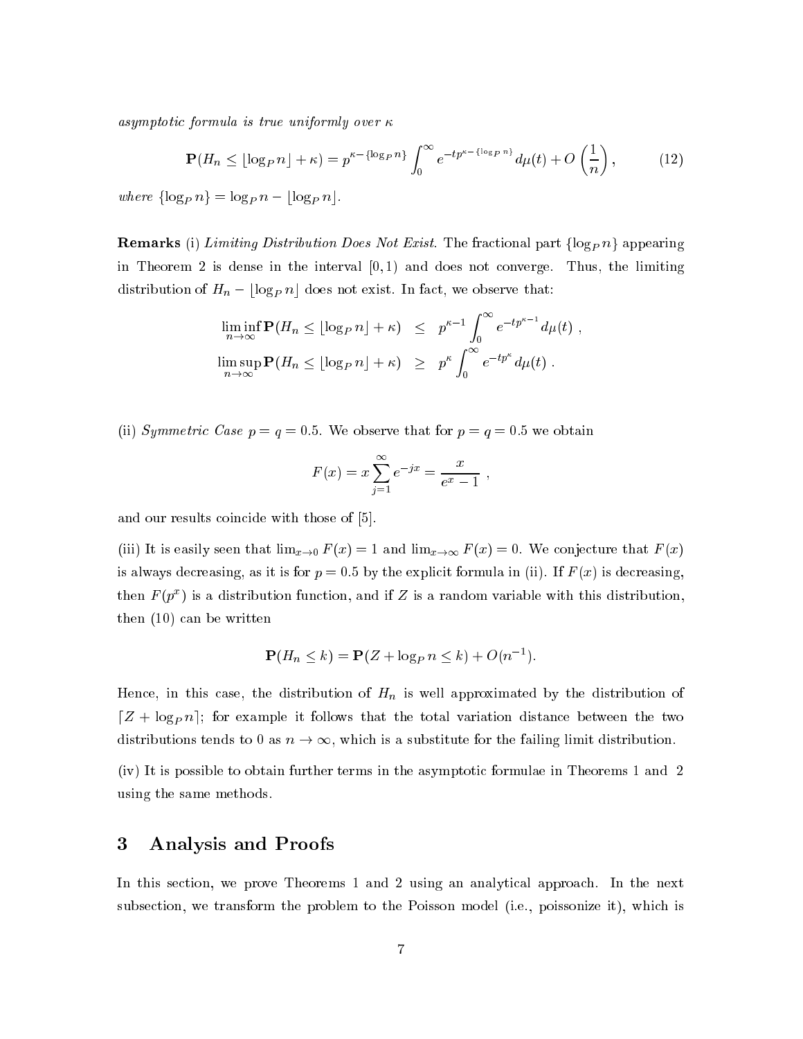*asymptotic formula is true uniformly over* $\kappa$

$$\mathbf{P}(H_n \le \lfloor \log_P n \rfloor + \kappa) = p^{\kappa - \{\log_P n\}} \int_0^\infty e^{-tp^{\kappa - \{\log_P n\}}} d\mu(t) + O\left(\frac{1}{n}\right), \tag{12}$$

*where* $\{\log_P n\} = \log_P n - \lfloor \log_P n \rfloor$.

**Remarks** (i) *Limiting Distribution Does Not Exist.* The fractional part $\{\log_P n\}$ appearing in Theorem 2 is dense in the interval $[0, 1)$ and does not converge. Thus, the limiting distribution of $H_n - \lfloor \log_P n \rfloor$ does not exist. In fact, we observe that:

$$\begin{aligned}
\liminf_{n\to\infty} \mathbf{P}(H_n \le \lfloor \log_P n \rfloor + \kappa) &\le p^{\kappa - 1} \int_0^\infty e^{-tp^{\kappa-1}} d\mu(t) \ , \\
\limsup_{n\to\infty} \mathbf{P}(H_n \le \lfloor \log_P n \rfloor + \kappa) &\ge p^{\kappa} \int_0^\infty e^{-tp^{\kappa}} d\mu(t) \ .
\end{aligned}$$

(ii) *Symmetric Case* $p = q = 0.5$. We observe that for $p = q = 0.5$ we obtain

$$F(x) = x \sum_{j=1}^{\infty} e^{-jx} = \frac{x}{e^x - 1} \ ,$$

and our results coincide with those of [5].

(iii) It is easily seen that $\lim_{x\to 0} F(x) = 1$ and $\lim_{x\to\infty} F(x) = 0$. We conjecture that $F(x)$ is always decreasing, as it is for $p = 0.5$ by the explicit formula in (ii). If $F(x)$ is decreasing, then $F(p^x)$ is a distribution function, and if $Z$ is a random variable with this distribution, then (10) can be written

$$\mathbf{P}(H_n \le k) = \mathbf{P}(Z + \log_P n \le k) + O(n^{-1}).$$

Hence, in this case, the distribution of $H_n$ is well approximated by the distribution of $\lceil Z + \log_P n \rceil$; for example it follows that the total variation distance between the two distributions tends to 0 as $n \to \infty$, which is a substitute for the failing limit distribution.

(iv) It is possible to obtain further terms in the asymptotic formulae in Theorems 1 and 2 using the same methods.

## 3 Analysis and Proofs

In this section, we prove Theorems 1 and 2 using an analytical approach. In the next subsection, we transform the problem to the Poisson model (i.e., poissonize it), which is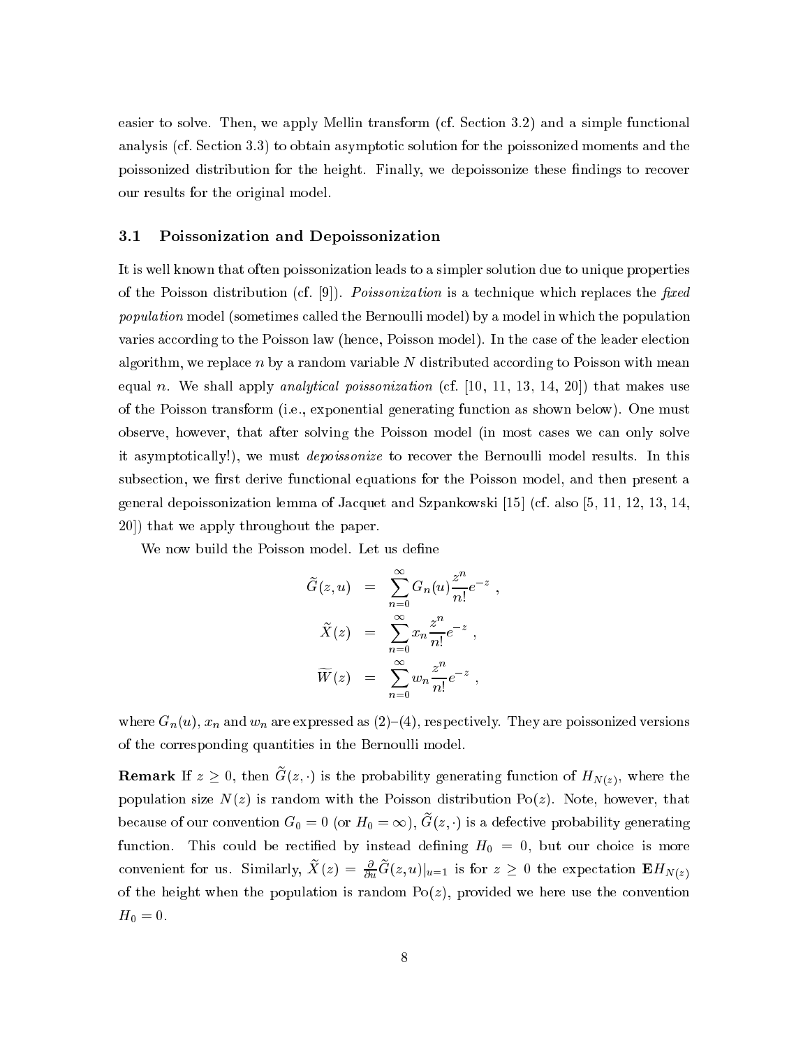easier to solve. Then, we apply Mellin transform (cf. Section 3.2) and a simple functional analysis (cf. Section 3.3) to obtain asymptotic solution for the poissonized moments and the poissonized distribution for the height. Finally, we depoissonize these findings to recover our results for the original model.

### 3.1 Poissonization and Depoissonization

It is well known that often poissonization leads to a simpler solution due to unique properties of the Poisson distribution (cf. [9]). *Poissonization* is a technique which replaces the *fixed population* model (sometimes called the Bernoulli model) by a model in which the population varies according to the Poisson law (hence, Poisson model). In the case of the leader election algorithm, we replace $n$ by a random variable $N$ distributed according to Poisson with mean equal $n$. We shall apply *analytical poissonization* (cf. [10, 11, 13, 14, 20]) that makes use of the Poisson transform (i.e., exponential generating function as shown below). One must observe, however, that after solving the Poisson model (in most cases we can only solve it asymptotically!), we must *depoissonize* to recover the Bernoulli model results. In this subsection, we first derive functional equations for the Poisson model, and then present a general depoissonization lemma of Jacquet and Szpankowski [15] (cf. also [5, 11, 12, 13, 14, 20]) that we apply throughout the paper.

We now build the Poisson model. Let us define

$$
\begin{aligned}
\widetilde{G}(z,u) &= \sum_{n=0}^{\infty} G_n(u) \frac{z^n}{n!} e^{-z} \;, \\
\widetilde{X}(z) &= \sum_{n=0}^{\infty} x_n \frac{z^n}{n!} e^{-z} \;, \\
\widetilde{W}(z) &= \sum_{n=0}^{\infty} w_n \frac{z^n}{n!} e^{-z} \;,
\end{aligned}
$$

where $G_n(u)$, $x_n$ and $w_n$ are expressed as (2)–(4), respectively. They are poissonized versions of the corresponding quantities in the Bernoulli model.

**Remark** If $z \geq 0$, then $\widetilde{G}(z,\cdot)$ is the probability generating function of $H_{N(z)}$, where the population size $N(z)$ is random with the Poisson distribution $\mathrm{Po}(z)$. Note, however, that because of our convention $G_0 = 0$ (or $H_0 = \infty$), $\widetilde{G}(z,\cdot)$ is a defective probability generating function. This could be rectified by instead defining $H_0 = 0$, but our choice is more convenient for us. Similarly, $\widetilde{X}(z) = \frac{\partial}{\partial u}\widetilde{G}(z,u)|_{u=1}$ is for $z \geq 0$ the expectation $\mathbf{E}H_{N(z)}$ of the height when the population is random $\mathrm{Po}(z)$, provided we here use the convention $H_0 = 0$.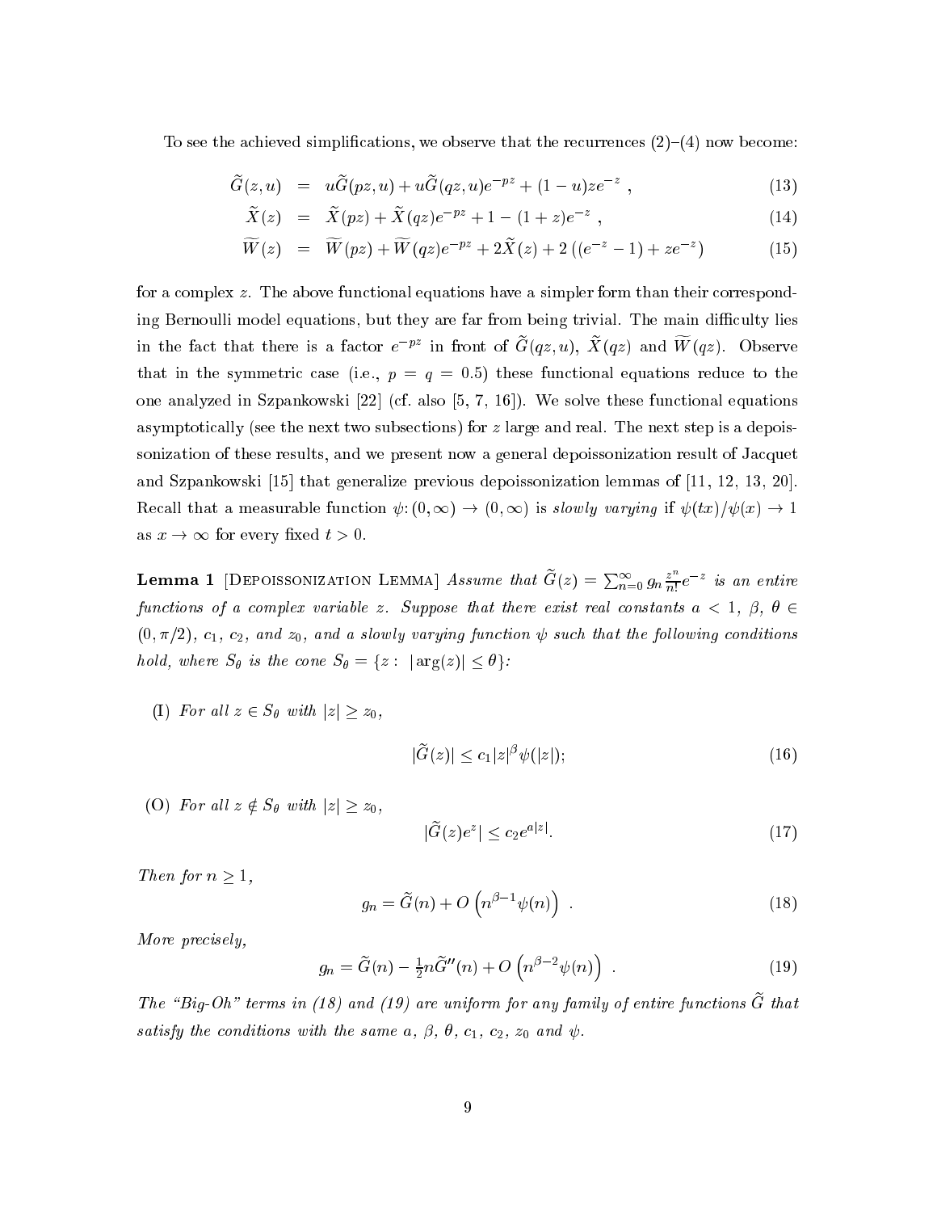To see the achieved simplifications, we observe that the recurrences (2)–(4) now become:

$$\widetilde{G}(z,u) = u\widetilde{G}(pz,u) + u\widetilde{G}(qz,u)e^{-pz} + (1-u)ze^{-z} \ , \tag{13}$$

$$\widetilde{X}(z) = \widetilde{X}(pz) + \widetilde{X}(qz)e^{-pz} + 1 - (1+z)e^{-z} \ , \tag{14}$$

$$\widetilde{W}(z) = \widetilde{W}(pz) + \widetilde{W}(qz)e^{-pz} + 2\widetilde{X}(z) + 2\left((e^{-z}-1) + ze^{-z}\right) \tag{15}$$

for a complex $z$. The above functional equations have a simpler form than their corresponding Bernoulli model equations, but they are far from being trivial. The main difficulty lies in the fact that there is a factor $e^{-pz}$ in front of $\widetilde{G}(qz,u)$, $\widetilde{X}(qz)$ and $\widetilde{W}(qz)$. Observe that in the symmetric case (i.e., $p = q = 0.5$) these functional equations reduce to the one analyzed in Szpankowski [22] (cf. also [5, 7, 16]). We solve these functional equations asymptotically (see the next two subsections) for $z$ large and real. The next step is a depoissonization of these results, and we present now a general depoissonization result of Jacquet and Szpankowski [15] that generalize previous depoissonization lemmas of [11, 12, 13, 20]. Recall that a measurable function $\psi\colon (0,\infty) \to (0,\infty)$ is *slowly varying* if $\psi(tx)/\psi(x) \to 1$ as $x \to \infty$ for every fixed $t > 0$.

**Lemma 1** [Depoissonization Lemma] *Assume that $\widetilde{G}(z) = \sum_{n=0}^{\infty} g_n \frac{z^n}{n!} e^{-z}$ is an entire functions of a complex variable $z$. Suppose that there exist real constants $a < 1$, $\beta$, $\theta \in (0, \pi/2)$, $c_1$, $c_2$, and $z_0$, and a slowly varying function $\psi$ such that the following conditions hold, where $S_\theta$ is the cone $S_\theta = \{z\colon\ |\arg(z)| \leq \theta\}$:*

(I) *For all $z \in S_\theta$ with $|z| \geq z_0$,*

$$|\widetilde{G}(z)| \leq c_1 |z|^\beta \psi(|z|); \tag{16}$$

(O) *For all $z \notin S_\theta$ with $|z| \geq z_0$,*

$$|\widetilde{G}(z)e^z| \leq c_2 e^{a|z|}. \tag{17}$$

*Then for $n \geq 1$,*

$$g_n = \widetilde{G}(n) + O\left(n^{\beta-1}\psi(n)\right) \ . \tag{18}$$

*More precisely,*

$$g_n = \widetilde{G}(n) - \tfrac{1}{2} n \widetilde{G}''(n) + O\left(n^{\beta-2}\psi(n)\right) \ . \tag{19}$$

*The "Big-Oh" terms in (18) and (19) are uniform for any family of entire functions $\widetilde{G}$ that satisfy the conditions with the same $a$, $\beta$, $\theta$, $c_1$, $c_2$, $z_0$ and $\psi$.*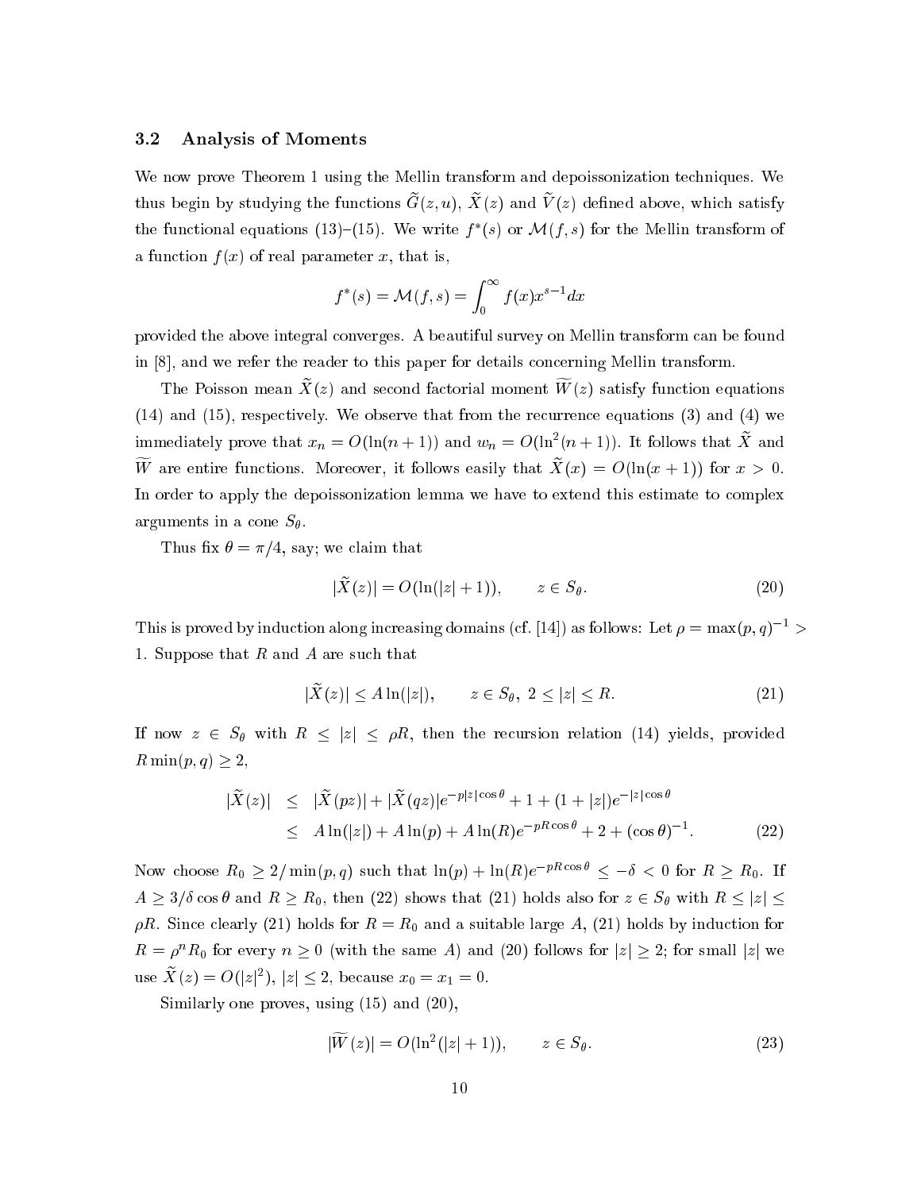### 3.2 Analysis of Moments

We now prove Theorem 1 using the Mellin transform and depoissonization techniques. We thus begin by studying the functions $\widetilde{G}(z,u)$, $\widetilde{X}(z)$ and $\widetilde{V}(z)$ defined above, which satisfy the functional equations (13)–(15). We write $f^*(s)$ or $\mathcal{M}(f,s)$ for the Mellin transform of a function $f(x)$ of real parameter $x$, that is,

$$f^*(s) = \mathcal{M}(f,s) = \int_0^\infty f(x) x^{s-1} dx$$

provided the above integral converges. A beautiful survey on Mellin transform can be found in [8], and we refer the reader to this paper for details concerning Mellin transform.

The Poisson mean $\widetilde{X}(z)$ and second factorial moment $\widetilde{W}(z)$ satisfy function equations (14) and (15), respectively. We observe that from the recurrence equations (3) and (4) we immediately prove that $x_n = O(\ln(n+1))$ and $w_n = O(\ln^2(n+1))$. It follows that $\widetilde{X}$ and $\widetilde{W}$ are entire functions. Moreover, it follows easily that $\widetilde{X}(x) = O(\ln(x+1))$ for $x > 0$. In order to apply the depoissonization lemma we have to extend this estimate to complex arguments in a cone $S_\theta$.

Thus fix $\theta = \pi/4$, say; we claim that

$$|\widetilde{X}(z)| = O(\ln(|z|+1)), \qquad z \in S_\theta. \tag{20}$$

This is proved by induction along increasing domains (cf. [14]) as follows: Let $\rho = \max(p,q)^{-1} > 1$. Suppose that $R$ and $A$ are such that

$$|\widetilde{X}(z)| \le A \ln(|z|), \qquad z \in S_\theta,\ 2 \le |z| \le R. \tag{21}$$

If now $z \in S_\theta$ with $R \le |z| \le \rho R$, then the recursion relation (14) yields, provided $R \min(p,q) \ge 2$,

$$\begin{aligned} |\widetilde{X}(z)| &\le |\widetilde{X}(pz)| + |\widetilde{X}(qz)| e^{-p|z|\cos\theta} + 1 + (1+|z|)e^{-|z|\cos\theta} \\ &\le A\ln(|z|) + A\ln(p) + A\ln(R)e^{-pR\cos\theta} + 2 + (\cos\theta)^{-1}. \end{aligned} \tag{22}$$

Now choose $R_0 \ge 2/\min(p,q)$ such that $\ln(p) + \ln(R)e^{-pR\cos\theta} \le -\delta < 0$ for $R \ge R_0$. If $A \ge 3/\delta \cos\theta$ and $R \ge R_0$, then (22) shows that (21) holds also for $z \in S_\theta$ with $R \le |z| \le \rho R$. Since clearly (21) holds for $R = R_0$ and a suitable large $A$, (21) holds by induction for $R = \rho^n R_0$ for every $n \ge 0$ (with the same $A$) and (20) follows for $|z| \ge 2$; for small $|z|$ we use $\widetilde{X}(z) = O(|z|^2)$, $|z| \le 2$, because $x_0 = x_1 = 0$.

Similarly one proves, using (15) and (20),

$$|\widetilde{W}(z)| = O(\ln^2(|z|+1)), \qquad z \in S_\theta. \tag{23}$$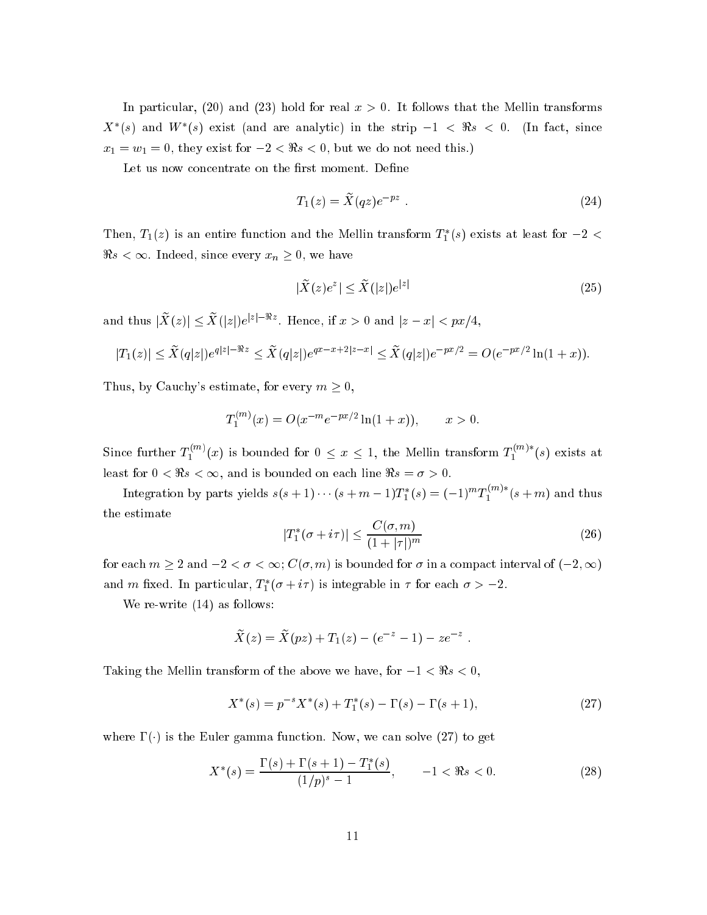In particular, (20) and (23) hold for real $x > 0$. It follows that the Mellin transforms $X^*(s)$ and $W^*(s)$ exist (and are analytic) in the strip $-1 < \Re s < 0$. (In fact, since $x_1 = w_1 = 0$, they exist for $-2 < \Re s < 0$, but we do not need this.)

Let us now concentrate on the first moment. Define

$$T_1(z) = \widetilde{X}(qz)e^{-pz} \; . \tag{24}$$

Then, $T_1(z)$ is an entire function and the Mellin transform $T_1^*(s)$ exists at least for $-2 < \Re s < \infty$. Indeed, since every $x_n \geq 0$, we have

$$|\widetilde{X}(z)e^z| \leq \widetilde{X}(|z|)e^{|z|} \tag{25}$$

and thus $|\widetilde{X}(z)| \leq \widetilde{X}(|z|)e^{|z|-\Re z}$. Hence, if $x > 0$ and $|z - x| < px/4$,

$$|T_1(z)| \leq \widetilde{X}(q|z|)e^{q|z|-\Re z} \leq \widetilde{X}(q|z|)e^{qx-x+2|z-x|} \leq \widetilde{X}(q|z|)e^{-px/2} = O(e^{-px/2}\ln(1+x)).$$

Thus, by Cauchy's estimate, for every $m \geq 0$,

$$T_1^{(m)}(x) = O(x^{-m}e^{-px/2}\ln(1+x)), \qquad x > 0.$$

Since further $T_1^{(m)}(x)$ is bounded for $0 \leq x \leq 1$, the Mellin transform $T_1^{(m)*}(s)$ exists at least for $0 < \Re s < \infty$, and is bounded on each line $\Re s = \sigma > 0$.

Integration by parts yields $s(s+1)\cdots(s+m-1)T_1^*(s) = (-1)^m T_1^{(m)*}(s+m)$ and thus the estimate

$$|T_1^*(\sigma + i\tau)| \leq \frac{C(\sigma, m)}{(1+|\tau|)^m} \tag{26}$$

for each $m \geq 2$ and $-2 < \sigma < \infty$; $C(\sigma, m)$ is bounded for $\sigma$ in a compact interval of $(-2, \infty)$ and $m$ fixed. In particular, $T_1^*(\sigma + i\tau)$ is integrable in $\tau$ for each $\sigma > -2$.

We re-write (14) as follows:

$$\widetilde{X}(z) = \widetilde{X}(pz) + T_1(z) - (e^{-z} - 1) - ze^{-z} \; .$$

Taking the Mellin transform of the above we have, for $-1 < \Re s < 0$,

$$X^*(s) = p^{-s}X^*(s) + T_1^*(s) - \Gamma(s) - \Gamma(s+1), \tag{27}$$

where $\Gamma(\cdot)$ is the Euler gamma function. Now, we can solve (27) to get

$$X^*(s) = \frac{\Gamma(s) + \Gamma(s+1) - T_1^*(s)}{(1/p)^s - 1}, \qquad -1 < \Re s < 0. \tag{28}$$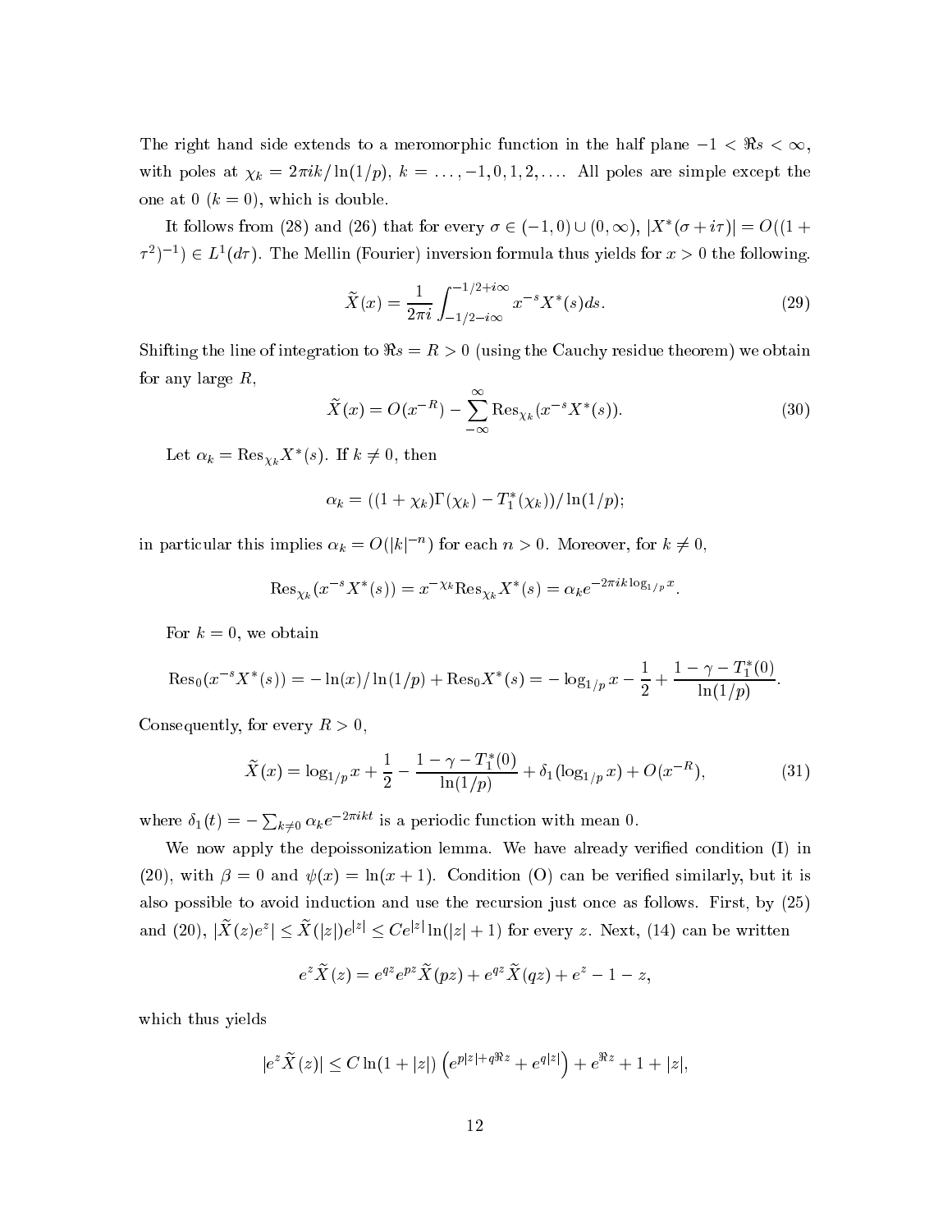The right hand side extends to a meromorphic function in the half plane $-1 < \Re s < \infty$, with poles at $\chi_k = 2\pi i k/\ln(1/p)$, $k = \ldots, -1, 0, 1, 2, \ldots$. All poles are simple except the one at 0 ($k = 0$), which is double.

It follows from (28) and (26) that for every $\sigma \in (-1, 0) \cup (0, \infty)$, $|X^*(\sigma + i\tau)| = O((1 + \tau^2)^{-1}) \in L^1(d\tau)$. The Mellin (Fourier) inversion formula thus yields for $x > 0$ the following.

$$\widetilde{X}(x) = \frac{1}{2\pi i} \int_{-1/2-i\infty}^{-1/2+i\infty} x^{-s} X^*(s) ds. \tag{29}$$

Shifting the line of integration to $\Re s = R > 0$ (using the Cauchy residue theorem) we obtain for any large $R$,

$$\widetilde{X}(x) = O(x^{-R}) - \sum_{-\infty}^{\infty} \mathrm{Res}_{\chi_k}(x^{-s} X^*(s)). \tag{30}$$

Let $\alpha_k = \mathrm{Res}_{\chi_k} X^*(s)$. If $k \neq 0$, then

$$\alpha_k = ((1 + \chi_k)\Gamma(\chi_k) - T_1^*(\chi_k))/\ln(1/p);$$

in particular this implies $\alpha_k = O(|k|^{-n})$ for each $n > 0$. Moreover, for $k \neq 0$,

$$\mathrm{Res}_{\chi_k}(x^{-s} X^*(s)) = x^{-\chi_k} \mathrm{Res}_{\chi_k} X^*(s) = \alpha_k e^{-2\pi i k \log_{1/p} x}.$$

For $k = 0$, we obtain

$$\mathrm{Res}_0(x^{-s} X^*(s)) = -\ln(x)/\ln(1/p) + \mathrm{Res}_0 X^*(s) = -\log_{1/p} x - \frac{1}{2} + \frac{1 - \gamma - T_1^*(0)}{\ln(1/p)}.$$

Consequently, for every $R > 0$,

$$\widetilde{X}(x) = \log_{1/p} x + \frac{1}{2} - \frac{1 - \gamma - T_1^*(0)}{\ln(1/p)} + \delta_1(\log_{1/p} x) + O(x^{-R}), \tag{31}$$

where $\delta_1(t) = -\sum_{k \neq 0} \alpha_k e^{-2\pi i k t}$ is a periodic function with mean 0.

We now apply the depoissonization lemma. We have already verified condition (I) in (20), with $\beta = 0$ and $\psi(x) = \ln(x + 1)$. Condition (O) can be verified similarly, but it is also possible to avoid induction and use the recursion just once as follows. First, by (25) and (20), $|\widetilde{X}(z)e^z| \leq \widetilde{X}(|z|)e^{|z|} \leq Ce^{|z|}\ln(|z| + 1)$ for every $z$. Next, (14) can be written

$$e^z \widetilde{X}(z) = e^{qz} e^{pz} \widetilde{X}(pz) + e^{qz} \widetilde{X}(qz) + e^z - 1 - z,$$

which thus yields

$$|e^z \widetilde{X}(z)| \leq C \ln(1 + |z|) \left( e^{p|z| + q\Re z} + e^{q|z|} \right) + e^{\Re z} + 1 + |z|,$$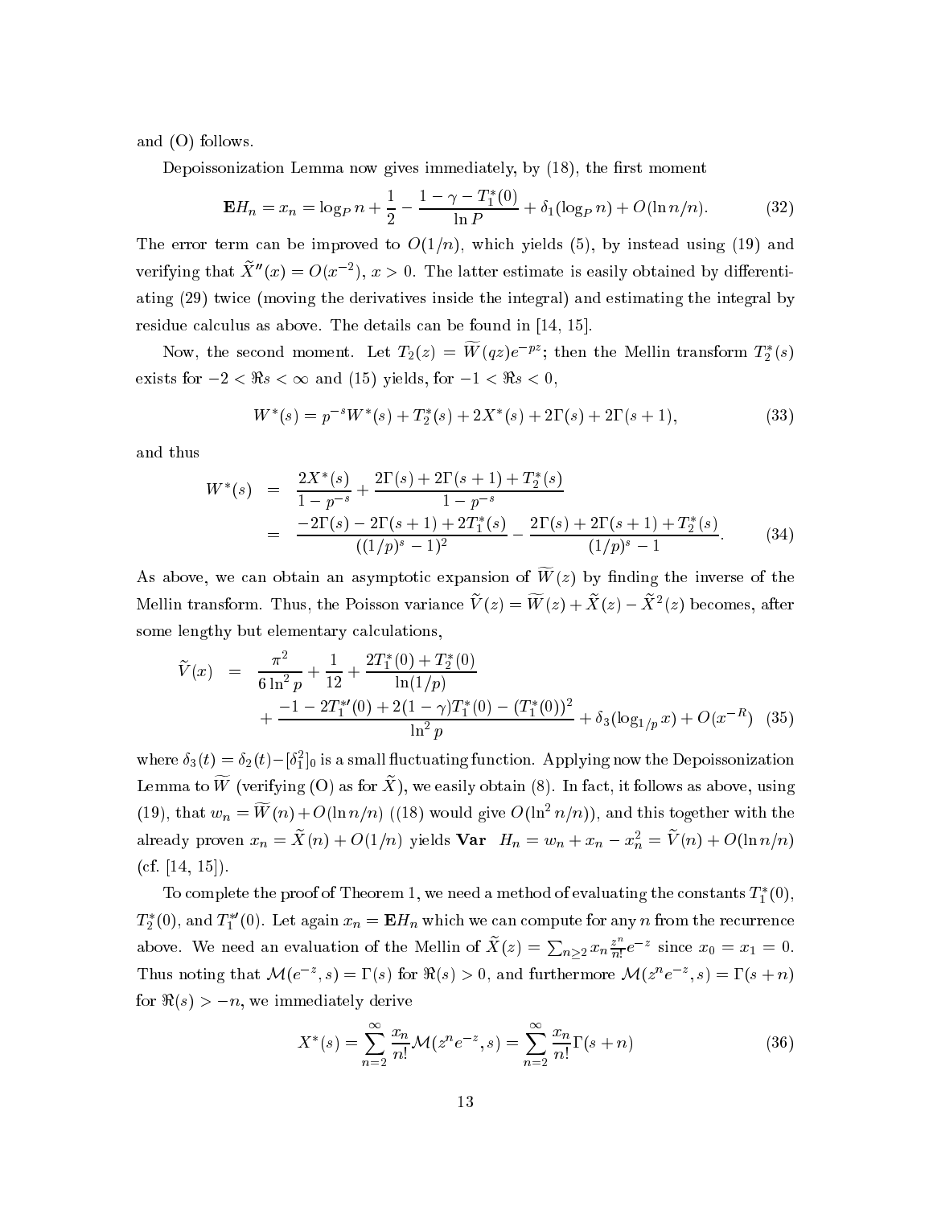and (O) follows.

Depoissonization Lemma now gives immediately, by (18), the first moment

$$\mathbf{E}H_n = x_n = \log_P n + \frac{1}{2} - \frac{1-\gamma - T_1^*(0)}{\ln P} + \delta_1(\log_P n) + O(\ln n/n). \tag{32}$$

The error term can be improved to $O(1/n)$, which yields (5), by instead using (19) and verifying that $\tilde{X}''(x) = O(x^{-2})$, $x > 0$. The latter estimate is easily obtained by differentiating (29) twice (moving the derivatives inside the integral) and estimating the integral by residue calculus as above. The details can be found in [14, 15].

Now, the second moment. Let $T_2(z) = \widetilde{W}(qz)e^{-pz}$; then the Mellin transform $T_2^*(s)$ exists for $-2 < \Re s < \infty$ and (15) yields, for $-1 < \Re s < 0$,

$$W^*(s) = p^{-s}W^*(s) + T_2^*(s) + 2X^*(s) + 2\Gamma(s) + 2\Gamma(s+1), \tag{33}$$

and thus

$$\begin{aligned} W^*(s) &= \frac{2X^*(s)}{1-p^{-s}} + \frac{2\Gamma(s) + 2\Gamma(s+1) + T_2^*(s)}{1-p^{-s}} \\ &= \frac{-2\Gamma(s) - 2\Gamma(s+1) + 2T_1^*(s)}{((1/p)^s - 1)^2} - \frac{2\Gamma(s) + 2\Gamma(s+1) + T_2^*(s)}{(1/p)^s - 1}. \end{aligned} \tag{34}$$

As above, we can obtain an asymptotic expansion of $\widetilde{W}(z)$ by finding the inverse of the Mellin transform. Thus, the Poisson variance $\tilde{V}(z) = \widetilde{W}(z) + \tilde{X}(z) - \tilde{X}^2(z)$ becomes, after some lengthy but elementary calculations,

$$\begin{aligned} \tilde{V}(x) &= \frac{\pi^2}{6\ln^2 p} + \frac{1}{12} + \frac{2T_1^*(0) + T_2^*(0)}{\ln(1/p)} \\ &+ \frac{-1 - 2T_1^{*\prime}(0) + 2(1-\gamma)T_1^*(0) - (T_1^*(0))^2}{\ln^2 p} + \delta_3(\log_{1/p} x) + O(x^{-R}) \end{aligned} \tag{35}$$

where $\delta_3(t) = \delta_2(t) - [\delta_1^2]_0$ is a small fluctuating function. Applying now the Depoissonization Lemma to $\widetilde{W}$ (verifying (O) as for $\tilde{X}$), we easily obtain (8). In fact, it follows as above, using (19), that $w_n = \widetilde{W}(n) + O(\ln n/n)$ ((18) would give $O(\ln^2 n/n)$), and this together with the already proven $x_n = \tilde{X}(n) + O(1/n)$ yields $\mathbf{Var}\ \ H_n = w_n + x_n - x_n^2 = \tilde{V}(n) + O(\ln n/n)$ (cf. [14, 15]).

To complete the proof of Theorem 1, we need a method of evaluating the constants $T_1^*(0)$, $T_2^*(0)$, and $T_1^{*\prime}(0)$. Let again $x_n = \mathbf{E}H_n$ which we can compute for any $n$ from the recurrence above. We need an evaluation of the Mellin of $\tilde{X}(z) = \sum_{n\geq 2} x_n \frac{z^n}{n!}e^{-z}$ since $x_0 = x_1 = 0$. Thus noting that $\mathcal{M}(e^{-z}, s) = \Gamma(s)$ for $\Re(s) > 0$, and furthermore $\mathcal{M}(z^n e^{-z}, s) = \Gamma(s+n)$ for $\Re(s) > -n$, we immediately derive

$$X^*(s) = \sum_{n=2}^{\infty} \frac{x_n}{n!}\mathcal{M}(z^n e^{-z}, s) = \sum_{n=2}^{\infty} \frac{x_n}{n!}\Gamma(s+n) \tag{36}$$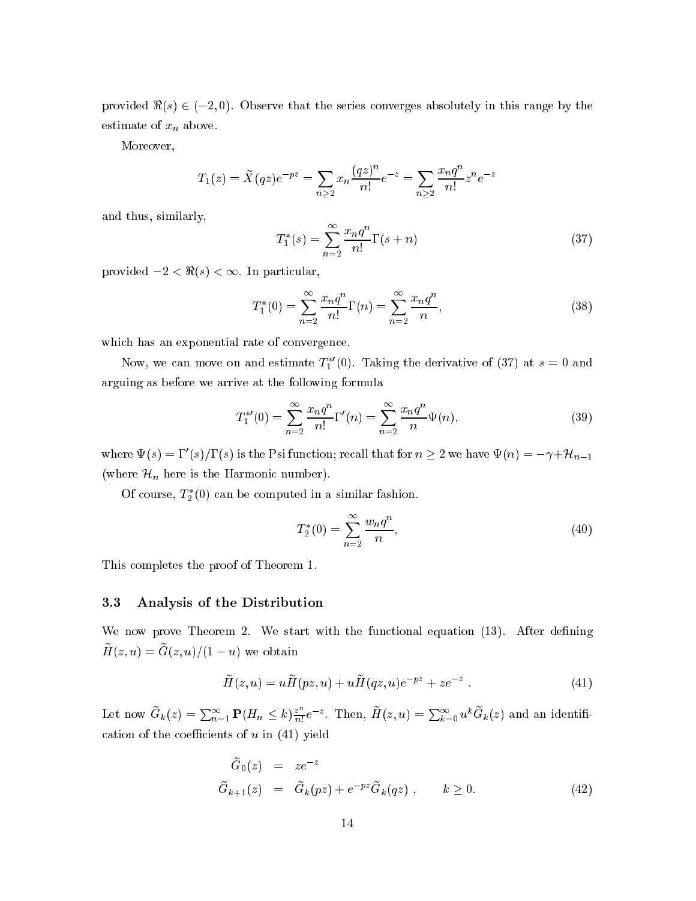provided $\Re(s) \in (-2, 0)$. Observe that the series converges absolutely in this range by the estimate of $x_n$ above.

Moreover,

$$T_1(z) = \widetilde{X}(qz)e^{-pz} = \sum_{n\geq 2} x_n \frac{(qz)^n}{n!} e^{-z} = \sum_{n\geq 2} \frac{x_n q^n}{n!} z^n e^{-z}$$

and thus, similarly,

$$T_1^*(s) = \sum_{n=2}^{\infty} \frac{x_n q^n}{n!} \Gamma(s+n) \tag{37}$$

provided $-2 < \Re(s) < \infty$. In particular,

$$T_1^*(0) = \sum_{n=2}^{\infty} \frac{x_n q^n}{n!} \Gamma(n) = \sum_{n=2}^{\infty} \frac{x_n q^n}{n}, \tag{38}$$

which has an exponential rate of convergence.

Now, we can move on and estimate $T_1^{*\prime}(0)$. Taking the derivative of (37) at $s = 0$ and arguing as before we arrive at the following formula

$$T_1^{*\prime}(0) = \sum_{n=2}^{\infty} \frac{x_n q^n}{n!} \Gamma'(n) = \sum_{n=2}^{\infty} \frac{x_n q^n}{n} \Psi(n), \tag{39}$$

where $\Psi(s) = \Gamma'(s)/\Gamma(s)$ is the Psi function; recall that for $n \geq 2$ we have $\Psi(n) = -\gamma + \mathcal{H}_{n-1}$ (where $\mathcal{H}_n$ here is the Harmonic number).

Of course, $T_2^*(0)$ can be computed in a similar fashion.

$$T_2^*(0) = \sum_{n=2}^{\infty} \frac{w_n q^n}{n}, \tag{40}$$

This completes the proof of Theorem 1.

### 3.3 Analysis of the Distribution

We now prove Theorem 2. We start with the functional equation (13). After defining $\widetilde{H}(z,u) = \widetilde{G}(z,u)/(1-u)$ we obtain

$$\widetilde{H}(z,u) = u\widetilde{H}(pz,u) + u\widetilde{H}(qz,u)e^{-pz} + ze^{-z} \ . \tag{41}$$

Let now $\widetilde{G}_k(z) = \sum_{n=1}^{\infty} \mathbf{P}(H_n \leq k) \frac{z^n}{n!} e^{-z}$. Then, $\widetilde{H}(z,u) = \sum_{k=0}^{\infty} u^k \widetilde{G}_k(z)$ and an identification of the coefficients of $u$ in (41) yield

$$\begin{aligned}
\widetilde{G}_0(z) &= ze^{-z} \\
\widetilde{G}_{k+1}(z) &= \widetilde{G}_k(pz) + e^{-pz}\widetilde{G}_k(qz) \ , \qquad k \geq 0.
\end{aligned} \tag{42}$$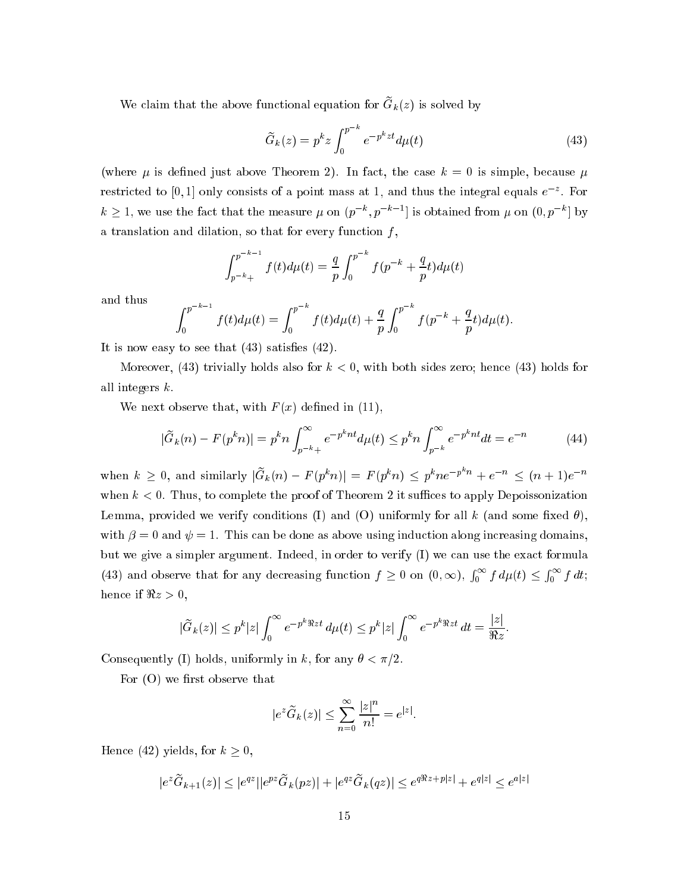We claim that the above functional equation for $\widetilde{G}_k(z)$ is solved by

$$\widetilde{G}_k(z) = p^k z \int_0^{p^{-k}} e^{-p^k z t} d\mu(t) \tag{43}$$

(where $\mu$ is defined just above Theorem 2). In fact, the case $k=0$ is simple, because $\mu$ restricted to $[0,1]$ only consists of a point mass at 1, and thus the integral equals $e^{-z}$. For $k \geq 1$, we use the fact that the measure $\mu$ on $(p^{-k}, p^{-k-1}]$ is obtained from $\mu$ on $(0, p^{-k}]$ by a translation and dilation, so that for every function $f$,

$$\int_{p^{-k}+}^{p^{-k-1}} f(t) d\mu(t) = \frac{q}{p} \int_0^{p^{-k}} f(p^{-k} + \frac{q}{p} t) d\mu(t)$$

and thus

$$\int_0^{p^{-k-1}} f(t) d\mu(t) = \int_0^{p^{-k}} f(t) d\mu(t) + \frac{q}{p} \int_0^{p^{-k}} f(p^{-k} + \frac{q}{p} t) d\mu(t).$$

It is now easy to see that (43) satisfies (42).

Moreover, (43) trivially holds also for $k < 0$, with both sides zero; hence (43) holds for all integers $k$.

We next observe that, with $F(x)$ defined in (11),

$$|\widetilde{G}_k(n) - F(p^k n)| = p^k n \int_{p^{-k}+}^{\infty} e^{-p^k n t} d\mu(t) \leq p^k n \int_{p^{-k}}^{\infty} e^{-p^k n t} dt = e^{-n} \tag{44}$$

when $k \geq 0$, and similarly $|\widetilde{G}_k(n) - F(p^k n)| = F(p^k n) \leq p^k n e^{-p^k n} + e^{-n} \leq (n+1)e^{-n}$ when $k < 0$. Thus, to complete the proof of Theorem 2 it suffices to apply Depoissonization Lemma, provided we verify conditions (I) and (O) uniformly for all $k$ (and some fixed $\theta$), with $\beta = 0$ and $\psi = 1$. This can be done as above using induction along increasing domains, but we give a simpler argument. Indeed, in order to verify (I) we can use the exact formula (43) and observe that for any decreasing function $f \geq 0$ on $(0, \infty)$, $\int_0^\infty f \, d\mu(t) \leq \int_0^\infty f \, dt$; hence if $\Re z > 0$,

$$|\widetilde{G}_k(z)| \leq p^k |z| \int_0^\infty e^{-p^k \Re z t} \, d\mu(t) \leq p^k |z| \int_0^\infty e^{-p^k \Re z t} \, dt = \frac{|z|}{\Re z}.$$

Consequently (I) holds, uniformly in $k$, for any $\theta < \pi/2$.

For (O) we first observe that

$$|e^z \widetilde{G}_k(z)| \leq \sum_{n=0}^{\infty} \frac{|z|^n}{n!} = e^{|z|}.$$

Hence (42) yields, for $k \geq 0$,

$$|e^z \widetilde{G}_{k+1}(z)| \leq |e^{qz}||e^{pz} \widetilde{G}_k(pz)| + |e^{qz} \widetilde{G}_k(qz)| \leq e^{q \Re z + p|z|} + e^{q|z|} \leq e^{a|z|}$$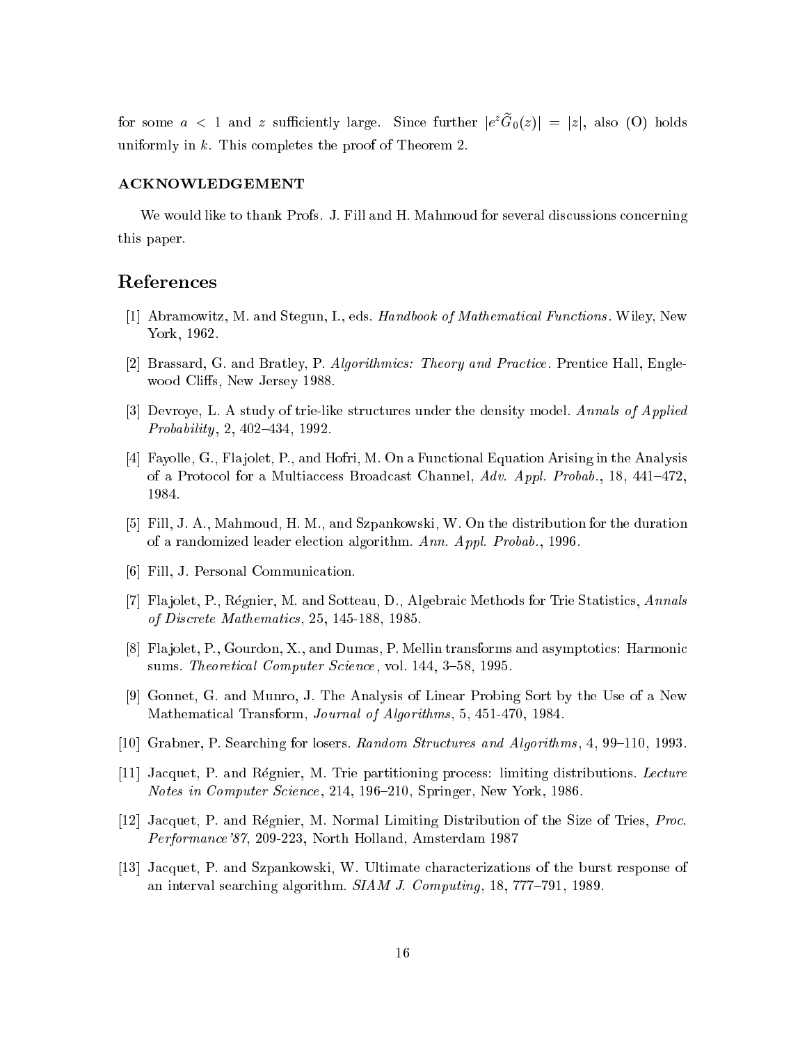for some $a < 1$ and $z$ sufficiently large. Since further $|e^z \widetilde{G}_0(z)| = |z|$, also (O) holds uniformly in $k$. This completes the proof of Theorem 2.

### ACKNOWLEDGEMENT

We would like to thank Profs. J. Fill and H. Mahmoud for several discussions concerning this paper.

## References

[1] Abramowitz, M. and Stegun, I., eds. *Handbook of Mathematical Functions*. Wiley, New York, 1962.

[2] Brassard, G. and Bratley, P. *Algorithmics: Theory and Practice*. Prentice Hall, Englewood Cliffs, New Jersey 1988.

[3] Devroye, L. A study of trie-like structures under the density model. *Annals of Applied Probability*, 2, 402–434, 1992.

[4] Fayolle, G., Flajolet, P., and Hofri, M. On a Functional Equation Arising in the Analysis of a Protocol for a Multiaccess Broadcast Channel, *Adv. Appl. Probab.*, 18, 441–472, 1984.

[5] Fill, J. A., Mahmoud, H. M., and Szpankowski, W. On the distribution for the duration of a randomized leader election algorithm. *Ann. Appl. Probab.*, 1996.

[6] Fill, J. Personal Communication.

[7] Flajolet, P., Régnier, M. and Sotteau, D., Algebraic Methods for Trie Statistics, *Annals of Discrete Mathematics*, 25, 145-188, 1985.

[8] Flajolet, P., Gourdon, X., and Dumas, P. Mellin transforms and asymptotics: Harmonic sums. *Theoretical Computer Science*, vol. 144, 3–58, 1995.

[9] Gonnet, G. and Munro, J. The Analysis of Linear Probing Sort by the Use of a New Mathematical Transform, *Journal of Algorithms*, 5, 451-470, 1984.

[10] Grabner, P. Searching for losers. *Random Structures and Algorithms*, 4, 99–110, 1993.

[11] Jacquet, P. and Régnier, M. Trie partitioning process: limiting distributions. *Lecture Notes in Computer Science*, 214, 196–210, Springer, New York, 1986.

[12] Jacquet, P. and Régnier, M. Normal Limiting Distribution of the Size of Tries, *Proc. Performance'87*, 209-223, North Holland, Amsterdam 1987

[13] Jacquet, P. and Szpankowski, W. Ultimate characterizations of the burst response of an interval searching algorithm. *SIAM J. Computing*, 18, 777–791, 1989.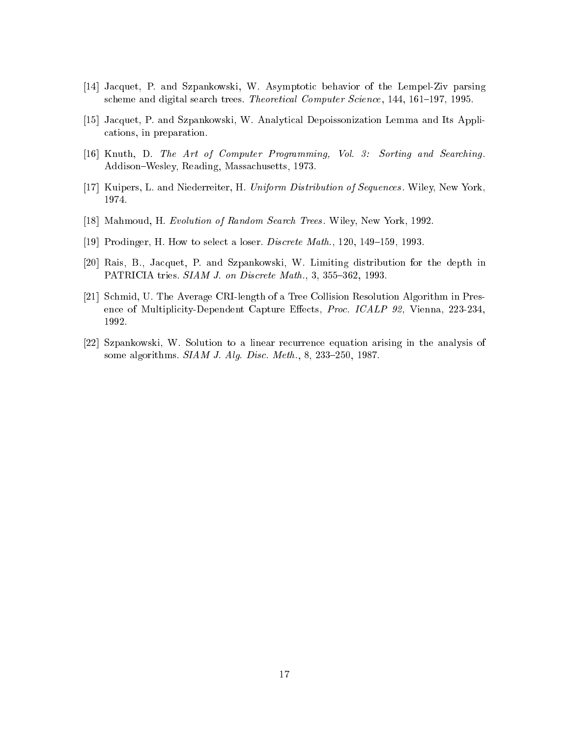[14] Jacquet, P. and Szpankowski, W. Asymptotic behavior of the Lempel-Ziv parsing scheme and digital search trees. *Theoretical Computer Science*, 144, 161–197, 1995.

[15] Jacquet, P. and Szpankowski, W. Analytical Depoissonization Lemma and Its Applications, in preparation.

[16] Knuth, D. *The Art of Computer Programming, Vol. 3: Sorting and Searching*. Addison–Wesley, Reading, Massachusetts, 1973.

[17] Kuipers, L. and Niederreiter, H. *Uniform Distribution of Sequences*. Wiley, New York, 1974.

[18] Mahmoud, H. *Evolution of Random Search Trees*. Wiley, New York, 1992.

[19] Prodinger, H. How to select a loser. *Discrete Math.*, 120, 149–159, 1993.

[20] Rais, B., Jacquet, P. and Szpankowski, W. Limiting distribution for the depth in PATRICIA tries. *SIAM J. on Discrete Math.*, 3, 355–362, 1993.

[21] Schmid, U. The Average CRI-length of a Tree Collision Resolution Algorithm in Presence of Multiplicity-Dependent Capture Effects, *Proc. ICALP 92*, Vienna, 223-234, 1992.

[22] Szpankowski, W. Solution to a linear recurrence equation arising in the analysis of some algorithms. *SIAM J. Alg. Disc. Meth.*, 8, 233–250, 1987.